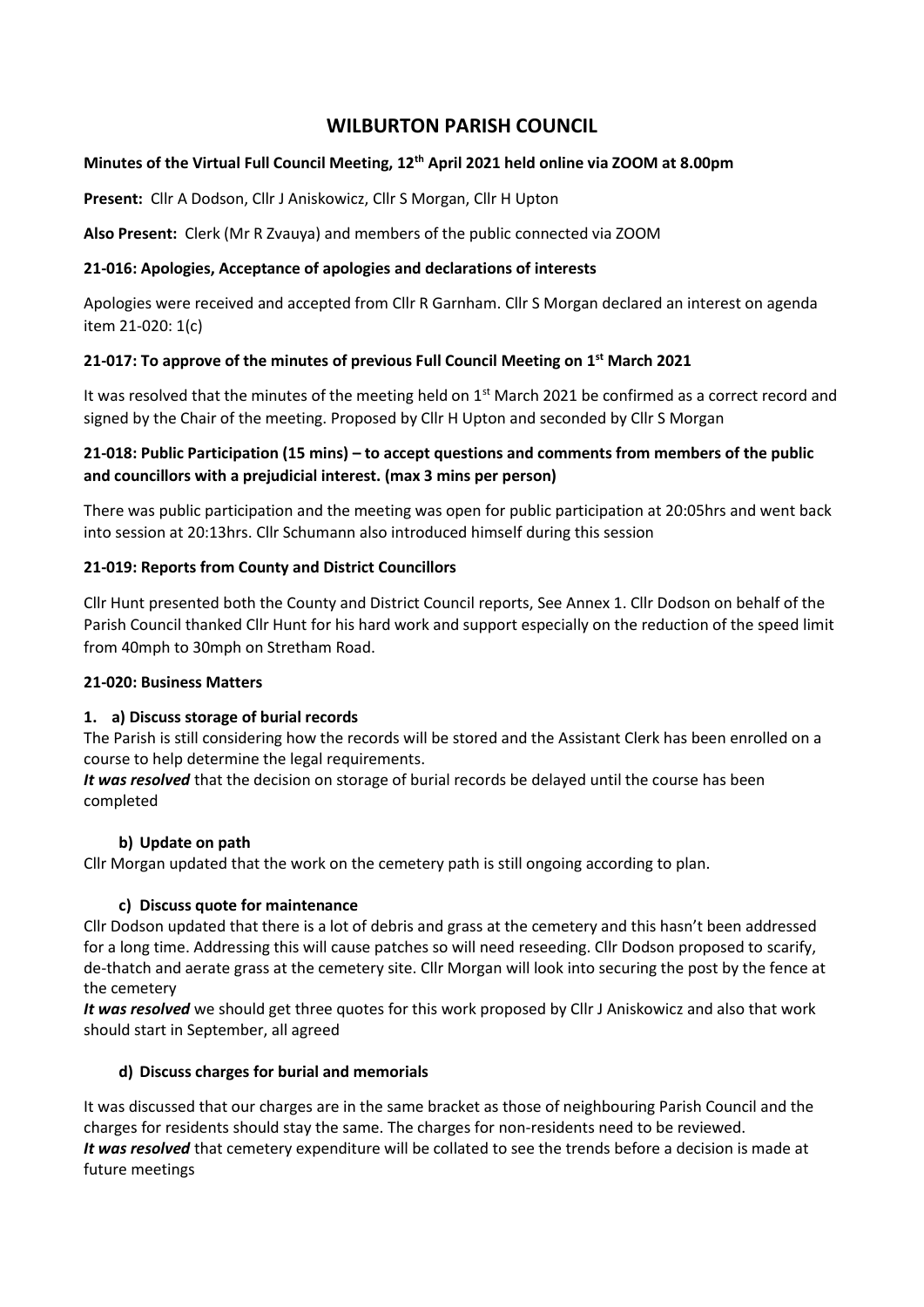# WILBURTON PARISH COUNCIL

**Minutes of the Virtual Full Council Meeting, 12th April 2021 held online via ZOOM at 8.00pm**

**Present:** Cllr A Dodson, Cllr J Aniskowicz, Cllr S Morgan, Cllr H Upton

**Also Present:** Clerk (Mr R Zvauya) and members of the public connected via ZOOM

**21-016: Apologies, Acceptance of apologies and declarations of interests**

Apologies were received and accepted from Cllr R Garnham. Cllr S Morgan declared an interest on agenda item 21-020: 1(c)

**21-017: To approve of the minutes of previous Full Council Meeting on 1st March 2021**

It was resolved that the minutes of the meeting held on 1st March 2021 be confirmed as a correct record and signed by the Chair of the meeting. Proposed by Cllr H Upton and seconded by Cllr S Morgan

**21-018: Public Participation (15 mins) – to accept questions and comments from members of the public and councillors with a prejudicial interest. (max 3 mins per person)**

There was public participation and the meeting was open for public participation at 20:05hrs and went back into session at 20:13hrs. Cllr Schumann also introduced himself during this session

**21-019: Reports from County and District Councillors**

Cllr Hunt presented both the County and District Council reports, See Annex 1. Cllr Dodson on behalf of the Parish Council thanked Cllr Hunt for his hard work and support especially on the reduction of the speed limit from 40mph to 30mph on Stretham Road.

**21-020: Business Matters**

**1. a) Discuss storage of burial records**

The Parish is still considering how the records will be stored and the Assistant Clerk has been enrolled on a course to help determine the legal requirements.

***It was resolved*** that the decision on storage of burial records be delayed until the course has been completed

**b) Update on path**

Cllr Morgan updated that the work on the cemetery path is still ongoing according to plan.

**c) Discuss quote for maintenance**

Cllr Dodson updated that there is a lot of debris and grass at the cemetery and this hasn't been addressed for a long time. Addressing this will cause patches so will need reseeding. Cllr Dodson proposed to scarify, de-thatch and aerate grass at the cemetery site. Cllr Morgan will look into securing the post by the fence at the cemetery

***It was resolved*** we should get three quotes for this work proposed by Cllr J Aniskowicz and also that work should start in September, all agreed

**d) Discuss charges for burial and memorials**

It was discussed that our charges are in the same bracket as those of neighbouring Parish Council and the charges for residents should stay the same. The charges for non-residents need to be reviewed.

***It was resolved*** that cemetery expenditure will be collated to see the trends before a decision is made at future meetings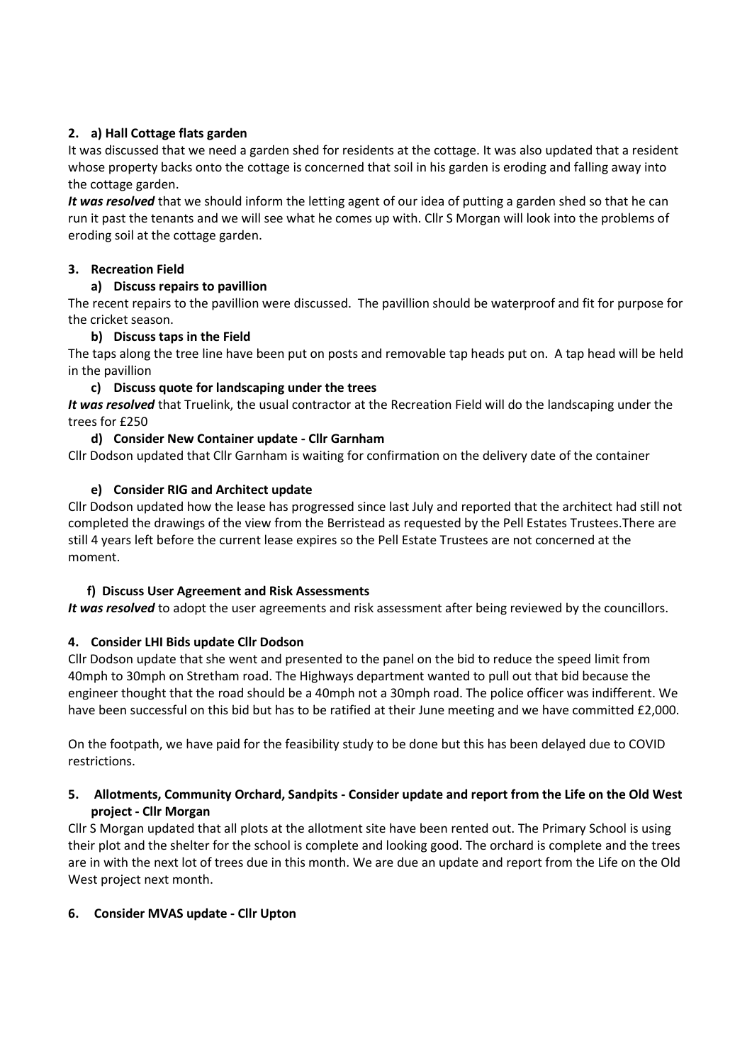## 2. a) Hall Cottage flats garden

It was discussed that we need a garden shed for residents at the cottage. It was also updated that a resident whose property backs onto the cottage is concerned that soil in his garden is eroding and falling away into the cottage garden.

***It was resolved*** that we should inform the letting agent of our idea of putting a garden shed so that he can run it past the tenants and we will see what he comes up with. Cllr S Morgan will look into the problems of eroding soil at the cottage garden.

## 3. Recreation Field

### a) Discuss repairs to pavillion

The recent repairs to the pavillion were discussed. The pavillion should be waterproof and fit for purpose for the cricket season.

### b) Discuss taps in the Field

The taps along the tree line have been put on posts and removable tap heads put on. A tap head will be held in the pavillion

### c) Discuss quote for landscaping under the trees

***It was resolved*** that Truelink, the usual contractor at the Recreation Field will do the landscaping under the trees for £250

### d) Consider New Container update - Cllr Garnham

Cllr Dodson updated that Cllr Garnham is waiting for confirmation on the delivery date of the container

### e) Consider RIG and Architect update

Cllr Dodson updated how the lease has progressed since last July and reported that the architect had still not completed the drawings of the view from the Berristead as requested by the Pell Estates Trustees.There are still 4 years left before the current lease expires so the Pell Estate Trustees are not concerned at the moment.

### f) Discuss User Agreement and Risk Assessments

***It was resolved*** to adopt the user agreements and risk assessment after being reviewed by the councillors.

## 4. Consider LHI Bids update Cllr Dodson

Cllr Dodson update that she went and presented to the panel on the bid to reduce the speed limit from 40mph to 30mph on Stretham road. The Highways department wanted to pull out that bid because the engineer thought that the road should be a 40mph not a 30mph road. The police officer was indifferent. We have been successful on this bid but has to be ratified at their June meeting and we have committed £2,000.

On the footpath, we have paid for the feasibility study to be done but this has been delayed due to COVID restrictions.

## 5. Allotments, Community Orchard, Sandpits - Consider update and report from the Life on the Old West project - Cllr Morgan

Cllr S Morgan updated that all plots at the allotment site have been rented out. The Primary School is using their plot and the shelter for the school is complete and looking good. The orchard is complete and the trees are in with the next lot of trees due in this month. We are due an update and report from the Life on the Old West project next month.

## 6. Consider MVAS update - Cllr Upton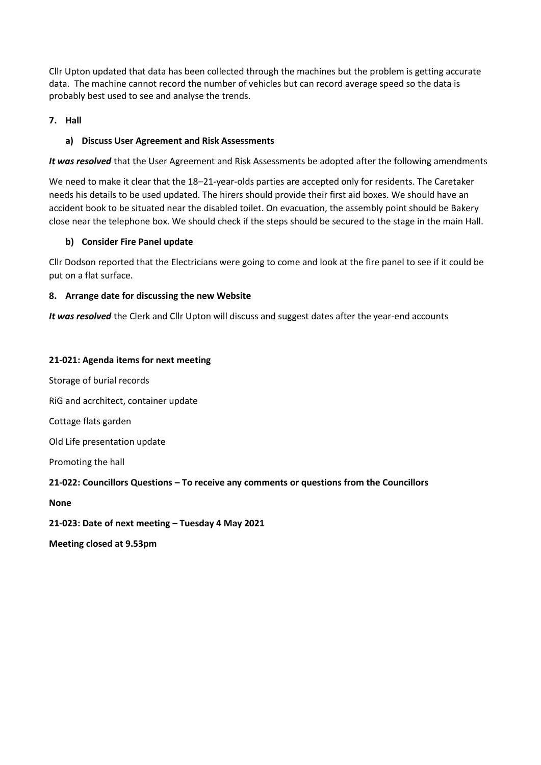Cllr Upton updated that data has been collected through the machines but the problem is getting accurate data. The machine cannot record the number of vehicles but can record average speed so the data is probably best used to see and analyse the trends.

**7. Hall**

**a) Discuss User Agreement and Risk Assessments**

***It was resolved*** that the User Agreement and Risk Assessments be adopted after the following amendments

We need to make it clear that the 18–21-year-olds parties are accepted only for residents. The Caretaker needs his details to be used updated. The hirers should provide their first aid boxes. We should have an accident book to be situated near the disabled toilet. On evacuation, the assembly point should be Bakery close near the telephone box. We should check if the steps should be secured to the stage in the main Hall.

**b) Consider Fire Panel update**

Cllr Dodson reported that the Electricians were going to come and look at the fire panel to see if it could be put on a flat surface.

**8. Arrange date for discussing the new Website**

***It was resolved*** the Clerk and Cllr Upton will discuss and suggest dates after the year-end accounts

**21-021: Agenda items for next meeting**

Storage of burial records

RiG and acrchitect, container update

Cottage flats garden

Old Life presentation update

Promoting the hall

**21-022: Councillors Questions – To receive any comments or questions from the Councillors**

**None**

**21-023: Date of next meeting – Tuesday 4 May 2021**

**Meeting closed at 9.53pm**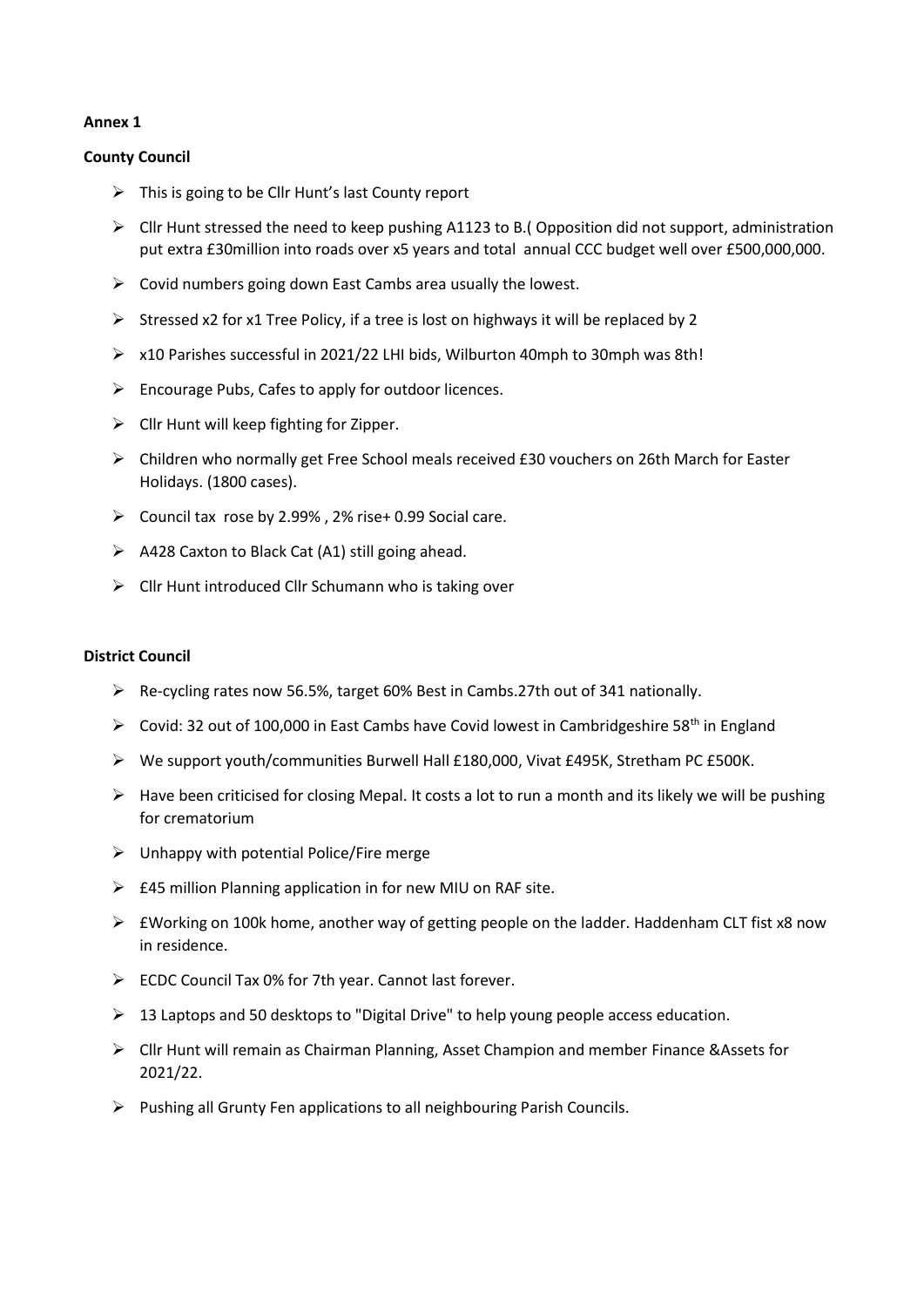**Annex 1**

**County Council**

- This is going to be Cllr Hunt's last County report
- Cllr Hunt stressed the need to keep pushing A1123 to B.( Opposition did not support, administration put extra £30million into roads over x5 years and total annual CCC budget well over £500,000,000.
- Covid numbers going down East Cambs area usually the lowest.
- Stressed x2 for x1 Tree Policy, if a tree is lost on highways it will be replaced by 2
- x10 Parishes successful in 2021/22 LHI bids, Wilburton 40mph to 30mph was 8th!
- Encourage Pubs, Cafes to apply for outdoor licences.
- Cllr Hunt will keep fighting for Zipper.
- Children who normally get Free School meals received £30 vouchers on 26th March for Easter Holidays. (1800 cases).
- Council tax rose by 2.99% , 2% rise+ 0.99 Social care.
- A428 Caxton to Black Cat (A1) still going ahead.
- Cllr Hunt introduced Cllr Schumann who is taking over

**District Council**

- Re-cycling rates now 56.5%, target 60% Best in Cambs.27th out of 341 nationally.
- Covid: 32 out of 100,000 in East Cambs have Covid lowest in Cambridgeshire 58th in England
- We support youth/communities Burwell Hall £180,000, Vivat £495K, Stretham PC £500K.
- Have been criticised for closing Mepal. It costs a lot to run a month and its likely we will be pushing for crematorium
- Unhappy with potential Police/Fire merge
- £45 million Planning application in for new MIU on RAF site.
- £Working on 100k home, another way of getting people on the ladder. Haddenham CLT fist x8 now in residence.
- ECDC Council Tax 0% for 7th year. Cannot last forever.
- 13 Laptops and 50 desktops to "Digital Drive" to help young people access education.
- Cllr Hunt will remain as Chairman Planning, Asset Champion and member Finance &Assets for 2021/22.
- Pushing all Grunty Fen applications to all neighbouring Parish Councils.